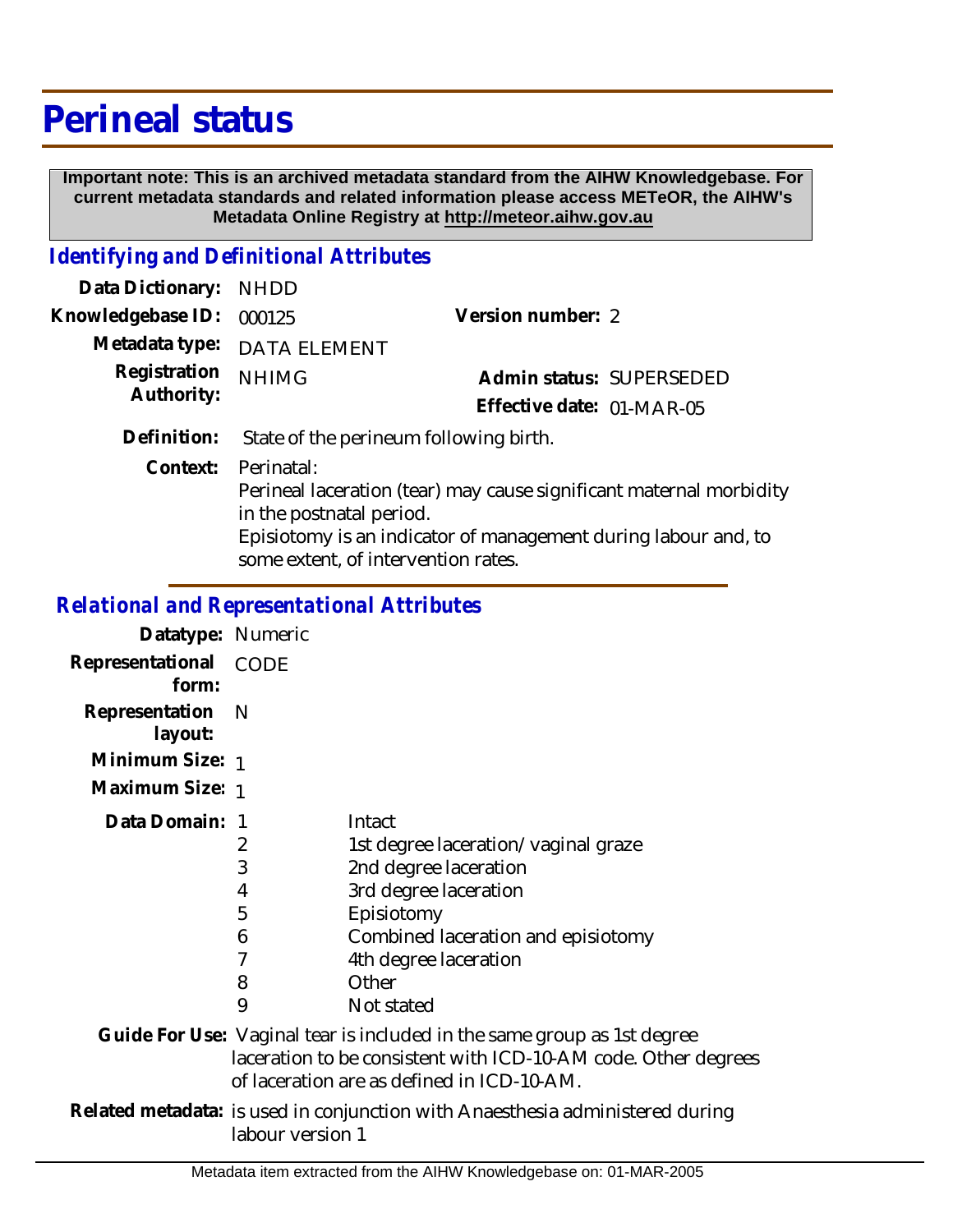# Perineal status

**Important note: This is an archived metadata standard from the AIHW Knowledgebase. For current metadata standards and related information please access METeOR, the AIHW's Metadata Online Registry at http://meteor.aihw.gov.au**

## *Identifying and Definitional Attributes*

**Data Dictionary:** NHDD

**Knowledgebase ID:** 000125

**Version number:** 2

**Metadata type:** DATA ELEMENT

**Registration Authority:** NHIMG

**Admin status:** SUPERSEDED

**Effective date:** 01-MAR-05

**Definition:** State of the perineum following birth.

**Context:** Perinatal:
Perineal laceration (tear) may cause significant maternal morbidity in the postnatal period.
Episiotomy is an indicator of management during labour and, to some extent, of intervention rates.

## *Relational and Representational Attributes*

**Datatype:** Numeric

**Representational form:** CODE

**Representation layout:** N

**Minimum Size:** 1

**Maximum Size:** 1

**Data Domain:**

| Code | Description |
|---|---|
| 1 | Intact |
| 2 | 1st degree laceration/vaginal graze |
| 3 | 2nd degree laceration |
| 4 | 3rd degree laceration |
| 5 | Episiotomy |
| 6 | Combined laceration and episiotomy |
| 7 | 4th degree laceration |
| 8 | Other |
| 9 | Not stated |

**Guide For Use:** Vaginal tear is included in the same group as 1st degree laceration to be consistent with ICD-10-AM code. Other degrees of laceration are as defined in ICD-10-AM.

**Related metadata:** is used in conjunction with Anaesthesia administered during labour version 1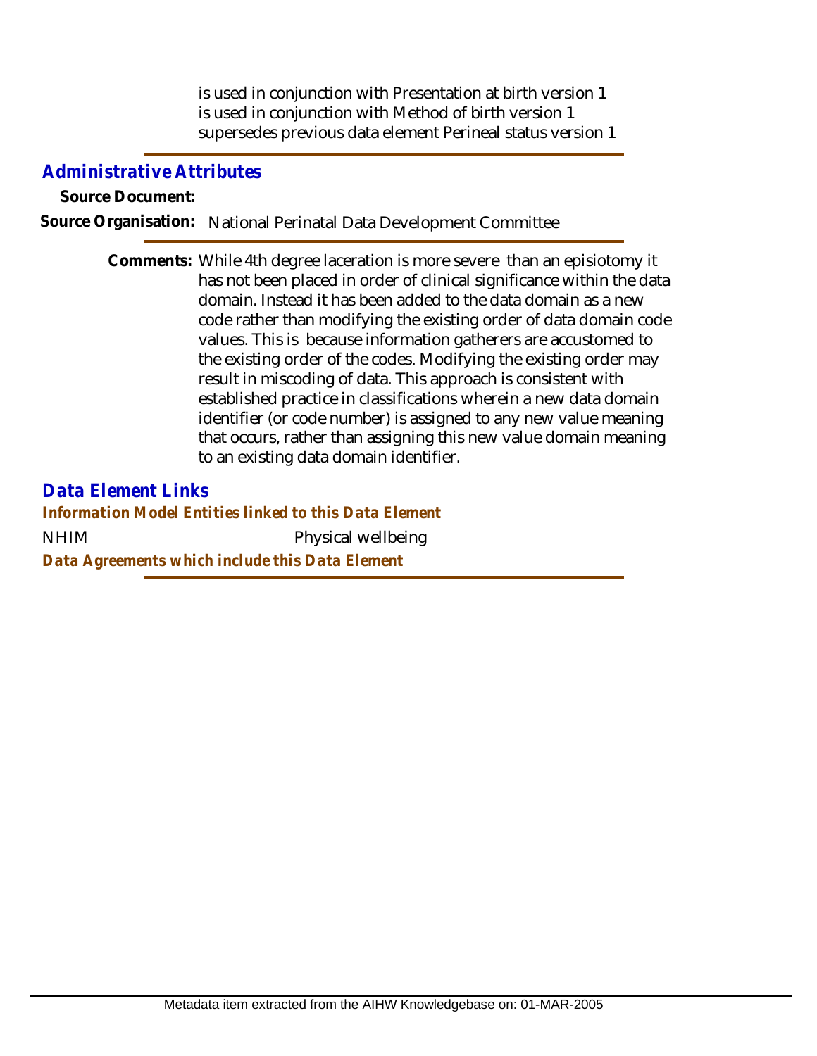is used in conjunction with Presentation at birth version 1
is used in conjunction with Method of birth version 1
supersedes previous data element Perineal status version 1

## Administrative Attributes

**Source Document:**

**Source Organisation:** National Perinatal Data Development Committee

**Comments:** While 4th degree laceration is more severe than an episiotomy it has not been placed in order of clinical significance within the data domain. Instead it has been added to the data domain as a new code rather than modifying the existing order of data domain code values. This is because information gatherers are accustomed to the existing order of the codes. Modifying the existing order may result in miscoding of data. This approach is consistent with established practice in classifications wherein a new data domain identifier (or code number) is assigned to any new value meaning that occurs, rather than assigning this new value domain meaning to an existing data domain identifier.

## Data Element Links

### *Information Model Entities linked to this Data Element*

| | |
|---|---|
| NHIM | Physical wellbeing |

### *Data Agreements which include this Data Element*